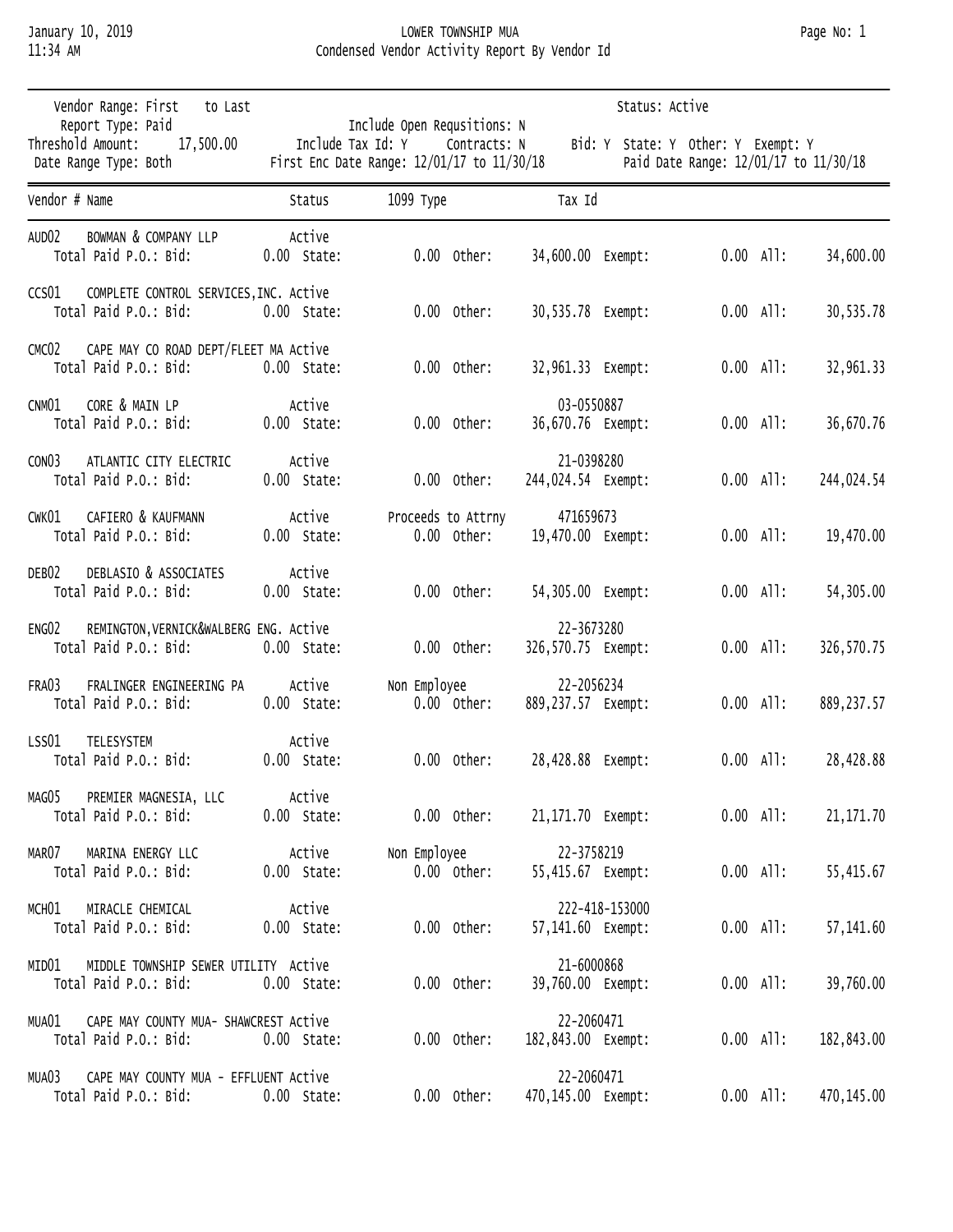# LOWER TOWNSHIP MUA

## Condensed Vendor Activity Report By Vendor Id

January 10, 2019
11:34 AM

Vendor Range: First to Last
Report Type: Paid
Threshold Amount: 17,500.00
Date Range Type: Both

Include Open Requsitions: N
Include Tax Id: Y Contracts: N
First Enc Date Range: 12/01/17 to 11/30/18

Status: Active
Bid: Y State: Y Other: Y Exempt: Y
Paid Date Range: 12/01/17 to 11/30/18

| Vendor # | Name | Status | 1099 Type | Tax Id | Bid | State | Other | Exempt | All |
|---|---|---|---|---|---|---|---|---|---|
| AUD02 | BOWMAN & COMPANY LLP | Active | | | 0.00 | 0.00 | 34,600.00 | 0.00 | 34,600.00 |
| CCS01 | COMPLETE CONTROL SERVICES,INC. | Active | | | 0.00 | 0.00 | 30,535.78 | 0.00 | 30,535.78 |
| CMC02 | CAPE MAY CO ROAD DEPT/FLEET MA | Active | | | 0.00 | 0.00 | 32,961.33 | 0.00 | 32,961.33 |
| CNM01 | CORE & MAIN LP | Active | | 03-0550887 | 0.00 | 0.00 | 36,670.76 | 0.00 | 36,670.76 |
| CON03 | ATLANTIC CITY ELECTRIC | Active | | 21-0398280 | 0.00 | 0.00 | 244,024.54 | 0.00 | 244,024.54 |
| CWK01 | CAFIERO & KAUFMANN | Active | Proceeds to Attrny | 471659673 | 0.00 | 0.00 | 19,470.00 | 0.00 | 19,470.00 |
| DEB02 | DEBLASIO & ASSOCIATES | Active | | | 0.00 | 0.00 | 54,305.00 | 0.00 | 54,305.00 |
| ENG02 | REMINGTON,VERNICK&WALBERG ENG. | Active | | 22-3673280 | 0.00 | 0.00 | 326,570.75 | 0.00 | 326,570.75 |
| FRA03 | FRALINGER ENGINEERING PA | Active | Non Employee | 22-2056234 | 0.00 | 0.00 | 889,237.57 | 0.00 | 889,237.57 |
| LSS01 | TELESYSTEM | Active | | | 0.00 | 0.00 | 28,428.88 | 0.00 | 28,428.88 |
| MAG05 | PREMIER MAGNESIA, LLC | Active | | | 0.00 | 0.00 | 21,171.70 | 0.00 | 21,171.70 |
| MAR07 | MARINA ENERGY LLC | Active | Non Employee | 22-3758219 | 0.00 | 0.00 | 55,415.67 | 0.00 | 55,415.67 |
| MCH01 | MIRACLE CHEMICAL | Active | | 222-418-153000 | 0.00 | 0.00 | 57,141.60 | 0.00 | 57,141.60 |
| MID01 | MIDDLE TOWNSHIP SEWER UTILITY | Active | | 21-6000868 | 0.00 | 0.00 | 39,760.00 | 0.00 | 39,760.00 |
| MUA01 | CAPE MAY COUNTY MUA- SHAWCREST | Active | | 22-2060471 | 0.00 | 0.00 | 182,843.00 | 0.00 | 182,843.00 |
| MUA03 | CAPE MAY COUNTY MUA - EFFLUENT | Active | | 22-2060471 | 0.00 | 0.00 | 470,145.00 | 0.00 | 470,145.00 |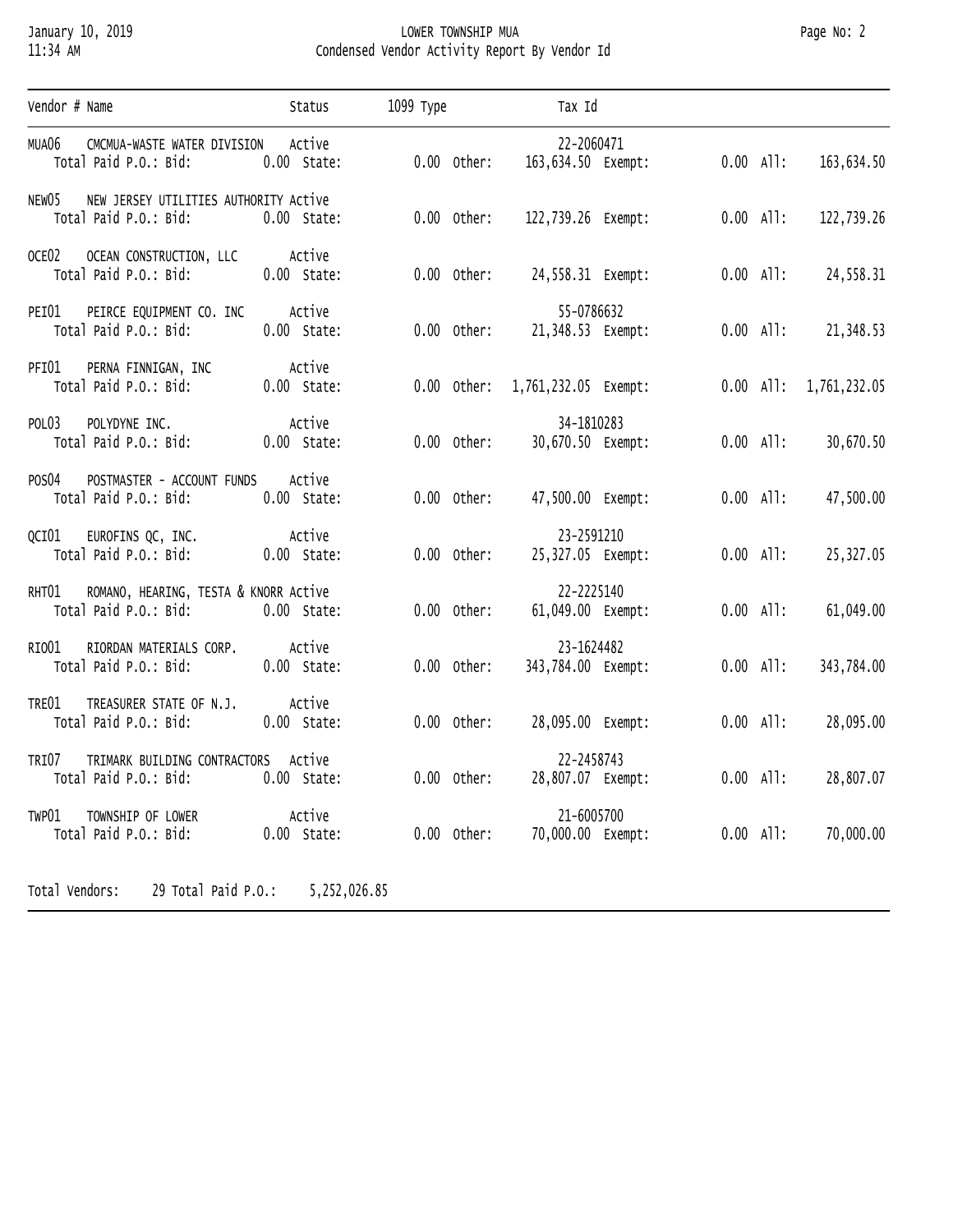January 10, 2019
11:34 AM

LOWER TOWNSHIP MUA
Condensed Vendor Activity Report By Vendor Id

| Vendor # | Name | Status | 1099 Type | Tax Id | | | | | | | |
|---|---|---|---|---|---|---|---|---|---|---|---|
| MUA06 | CMCMUA-WASTE WATER DIVISION | Active | | 22-2060471 | | | | | | | |
| | Total Paid P.O.: Bid: | 0.00 | State: | 0.00 | Other: | 163,634.50 | Exempt: | 0.00 | All: | 163,634.50 | |
| NEW05 | NEW JERSEY UTILITIES AUTHORITY | Active | | | | | | | | | |
| | Total Paid P.O.: Bid: | 0.00 | State: | 0.00 | Other: | 122,739.26 | Exempt: | 0.00 | All: | 122,739.26 | |
| OCE02 | OCEAN CONSTRUCTION, LLC | Active | | | | | | | | | |
| | Total Paid P.O.: Bid: | 0.00 | State: | 0.00 | Other: | 24,558.31 | Exempt: | 0.00 | All: | 24,558.31 | |
| PEI01 | PEIRCE EQUIPMENT CO. INC | Active | | 55-0786632 | | | | | | | |
| | Total Paid P.O.: Bid: | 0.00 | State: | 0.00 | Other: | 21,348.53 | Exempt: | 0.00 | All: | 21,348.53 | |
| PFI01 | PERNA FINNIGAN, INC | Active | | | | | | | | | |
| | Total Paid P.O.: Bid: | 0.00 | State: | 0.00 | Other: | 1,761,232.05 | Exempt: | 0.00 | All: | 1,761,232.05 | |
| POL03 | POLYDYNE INC. | Active | | 34-1810283 | | | | | | | |
| | Total Paid P.O.: Bid: | 0.00 | State: | 0.00 | Other: | 30,670.50 | Exempt: | 0.00 | All: | 30,670.50 | |
| POS04 | POSTMASTER - ACCOUNT FUNDS | Active | | | | | | | | | |
| | Total Paid P.O.: Bid: | 0.00 | State: | 0.00 | Other: | 47,500.00 | Exempt: | 0.00 | All: | 47,500.00 | |
| QCI01 | EUROFINS QC, INC. | Active | | 23-2591210 | | | | | | | |
| | Total Paid P.O.: Bid: | 0.00 | State: | 0.00 | Other: | 25,327.05 | Exempt: | 0.00 | All: | 25,327.05 | |
| RHT01 | ROMANO, HEARING, TESTA & KNORR | Active | | 22-2225140 | | | | | | | |
| | Total Paid P.O.: Bid: | 0.00 | State: | 0.00 | Other: | 61,049.00 | Exempt: | 0.00 | All: | 61,049.00 | |
| RIO01 | RIORDAN MATERIALS CORP. | Active | | 23-1624482 | | | | | | | |
| | Total Paid P.O.: Bid: | 0.00 | State: | 0.00 | Other: | 343,784.00 | Exempt: | 0.00 | All: | 343,784.00 | |
| TRE01 | TREASURER STATE OF N.J. | Active | | | | | | | | | |
| | Total Paid P.O.: Bid: | 0.00 | State: | 0.00 | Other: | 28,095.00 | Exempt: | 0.00 | All: | 28,095.00 | |
| TRI07 | TRIMARK BUILDING CONTRACTORS | Active | | 22-2458743 | | | | | | | |
| | Total Paid P.O.: Bid: | 0.00 | State: | 0.00 | Other: | 28,807.07 | Exempt: | 0.00 | All: | 28,807.07 | |
| TWP01 | TOWNSHIP OF LOWER | Active | | 21-6005700 | | | | | | | |
| | Total Paid P.O.: Bid: | 0.00 | State: | 0.00 | Other: | 70,000.00 | Exempt: | 0.00 | All: | 70,000.00 | |

Total Vendors: 29 Total Paid P.O.: 5,252,026.85